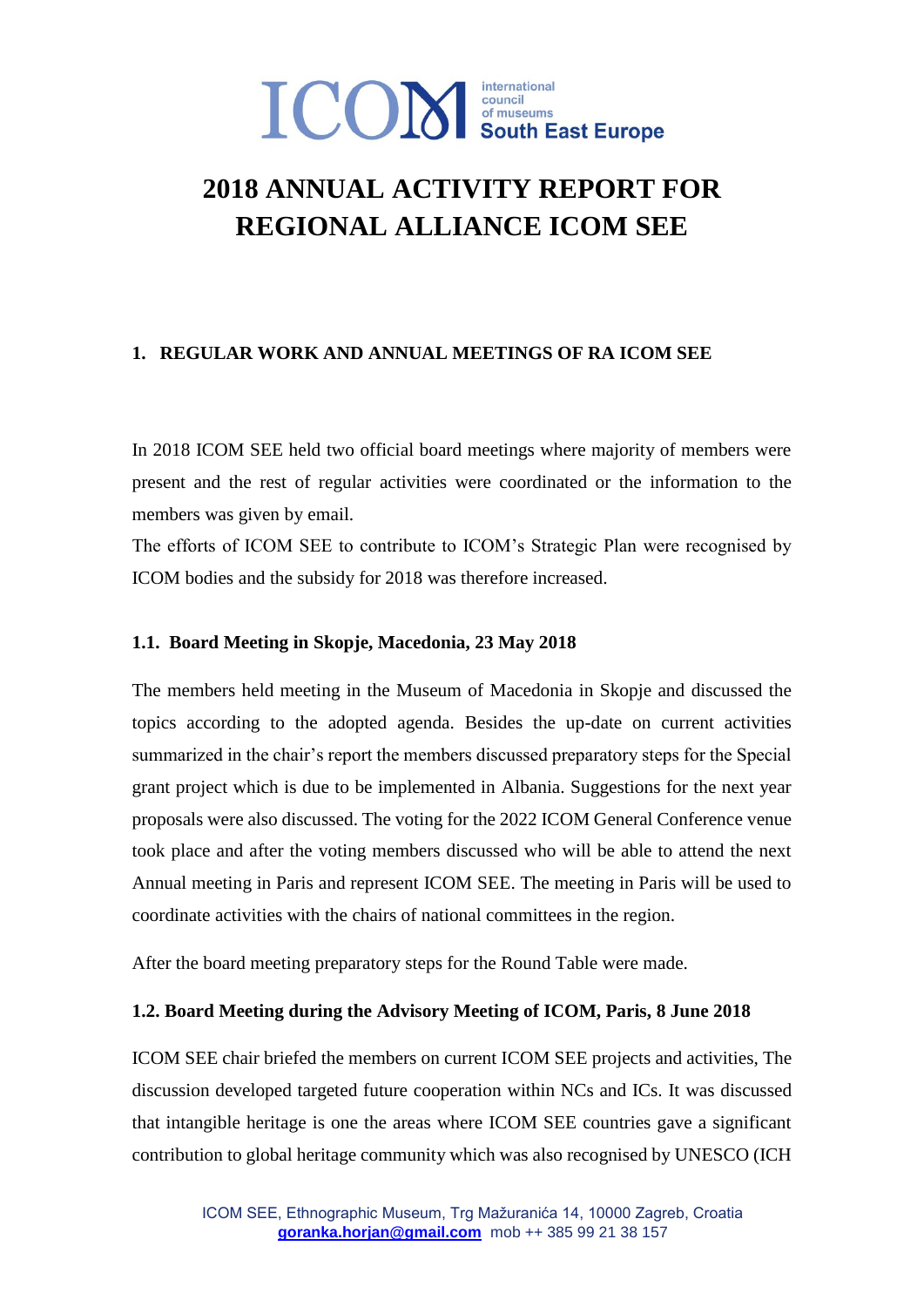ICOM international council of museums South East Europe

# 2018 ANNUAL ACTIVITY REPORT FOR REGIONAL ALLIANCE ICOM SEE

## 1. REGULAR WORK AND ANNUAL MEETINGS OF RA ICOM SEE

In 2018 ICOM SEE held two official board meetings where majority of members were present and the rest of regular activities were coordinated or the information to the members was given by email.

The efforts of ICOM SEE to contribute to ICOM's Strategic Plan were recognised by ICOM bodies and the subsidy for 2018 was therefore increased.

### 1.1. Board Meeting in Skopje, Macedonia, 23 May 2018

The members held meeting in the Museum of Macedonia in Skopje and discussed the topics according to the adopted agenda. Besides the up-date on current activities summarized in the chair's report the members discussed preparatory steps for the Special grant project which is due to be implemented in Albania. Suggestions for the next year proposals were also discussed. The voting for the 2022 ICOM General Conference venue took place and after the voting members discussed who will be able to attend the next Annual meeting in Paris and represent ICOM SEE. The meeting in Paris will be used to coordinate activities with the chairs of national committees in the region.

After the board meeting preparatory steps for the Round Table were made.

### 1.2. Board Meeting during the Advisory Meeting of ICOM, Paris, 8 June 2018

ICOM SEE chair briefed the members on current ICOM SEE projects and activities, The discussion developed targeted future cooperation within NCs and ICs. It was discussed that intangible heritage is one the areas where ICOM SEE countries gave a significant contribution to global heritage community which was also recognised by UNESCO (ICH

ICOM SEE, Ethnographic Museum, Trg Mažuranića 14, 10000 Zagreb, Croatia
goranka.horjan@gmail.com mob ++ 385 99 21 38 157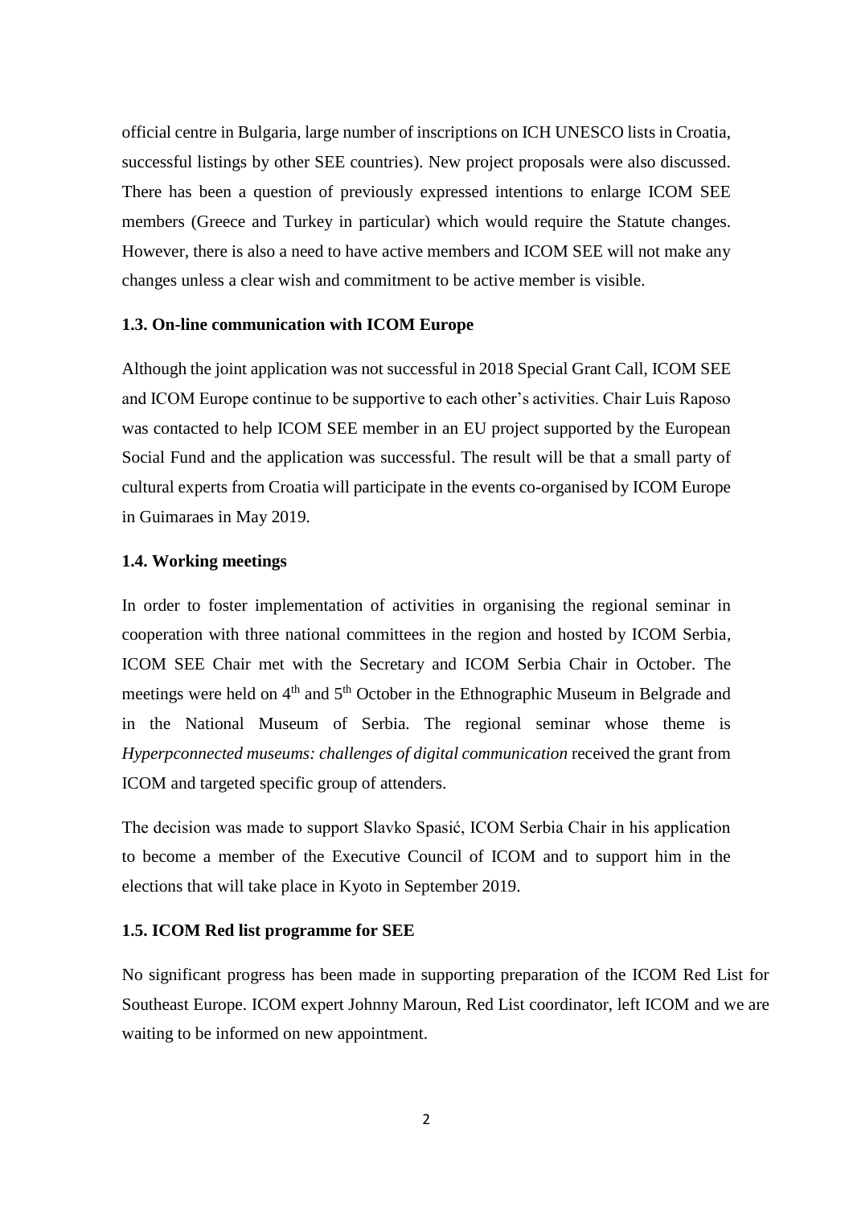official centre in Bulgaria, large number of inscriptions on ICH UNESCO lists in Croatia, successful listings by other SEE countries). New project proposals were also discussed. There has been a question of previously expressed intentions to enlarge ICOM SEE members (Greece and Turkey in particular) which would require the Statute changes. However, there is also a need to have active members and ICOM SEE will not make any changes unless a clear wish and commitment to be active member is visible.

### 1.3. On-line communication with ICOM Europe

Although the joint application was not successful in 2018 Special Grant Call, ICOM SEE and ICOM Europe continue to be supportive to each other's activities. Chair Luis Raposo was contacted to help ICOM SEE member in an EU project supported by the European Social Fund and the application was successful. The result will be that a small party of cultural experts from Croatia will participate in the events co-organised by ICOM Europe in Guimaraes in May 2019.

### 1.4. Working meetings

In order to foster implementation of activities in organising the regional seminar in cooperation with three national committees in the region and hosted by ICOM Serbia, ICOM SEE Chair met with the Secretary and ICOM Serbia Chair in October. The meetings were held on 4th and 5th October in the Ethnographic Museum in Belgrade and in the National Museum of Serbia. The regional seminar whose theme is *Hyperpconnected museums: challenges of digital communication* received the grant from ICOM and targeted specific group of attenders.

The decision was made to support Slavko Spasić, ICOM Serbia Chair in his application to become a member of the Executive Council of ICOM and to support him in the elections that will take place in Kyoto in September 2019.

### 1.5. ICOM Red list programme for SEE

No significant progress has been made in supporting preparation of the ICOM Red List for Southeast Europe. ICOM expert Johnny Maroun, Red List coordinator, left ICOM and we are waiting to be informed on new appointment.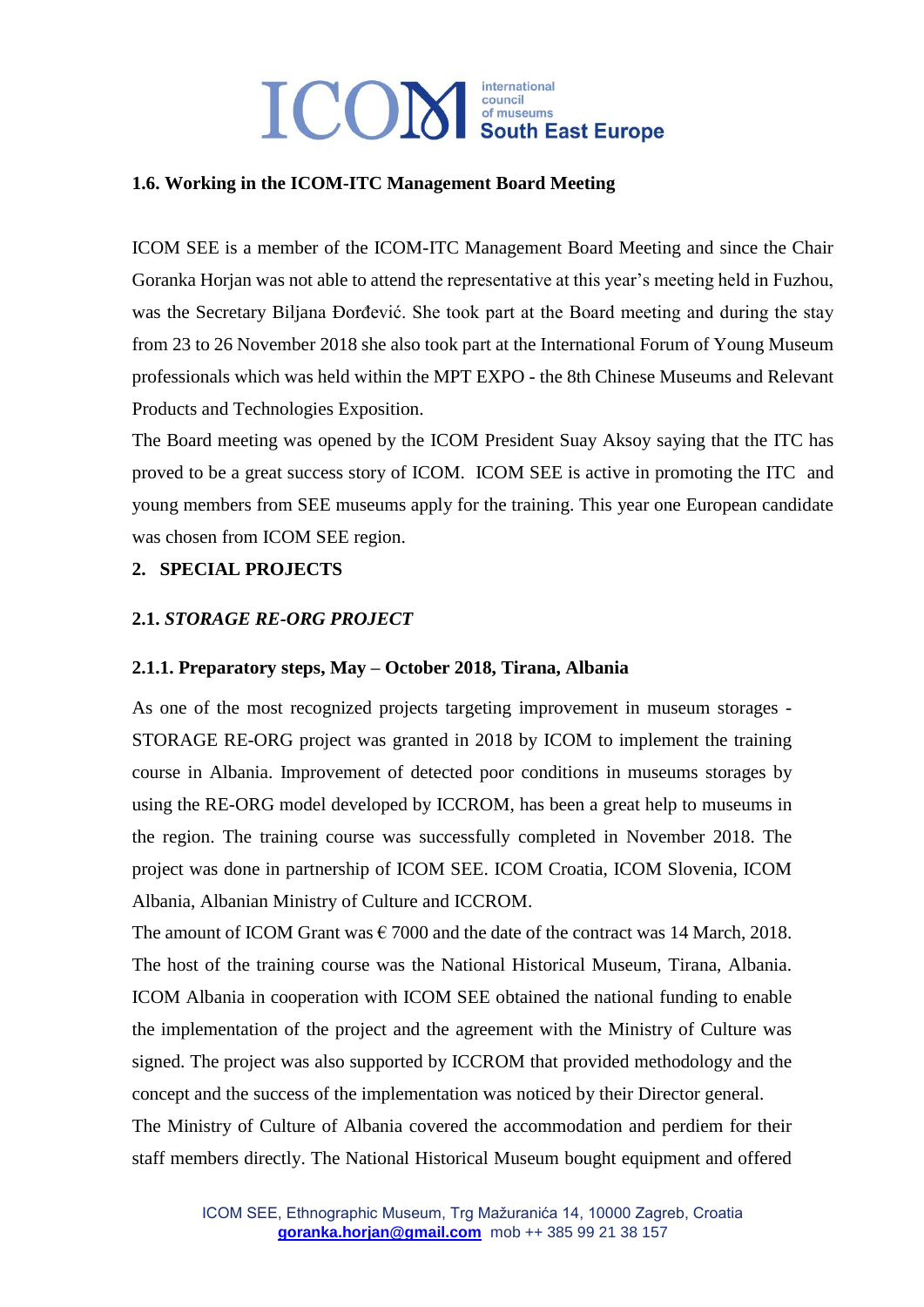### 1.6. Working in the ICOM-ITC Management Board Meeting

ICOM SEE is a member of the ICOM-ITC Management Board Meeting and since the Chair Goranka Horjan was not able to attend the representative at this year's meeting held in Fuzhou, was the Secretary Biljana Đorđević. She took part at the Board meeting and during the stay from 23 to 26 November 2018 she also took part at the International Forum of Young Museum professionals which was held within the MPT EXPO - the 8th Chinese Museums and Relevant Products and Technologies Exposition.

The Board meeting was opened by the ICOM President Suay Aksoy saying that the ITC has proved to be a great success story of ICOM. ICOM SEE is active in promoting the ITC and young members from SEE museums apply for the training. This year one European candidate was chosen from ICOM SEE region.

## 2. SPECIAL PROJECTS

### 2.1. *STORAGE RE-ORG PROJECT*

#### 2.1.1. Preparatory steps, May – October 2018, Tirana, Albania

As one of the most recognized projects targeting improvement in museum storages - STORAGE RE-ORG project was granted in 2018 by ICOM to implement the training course in Albania. Improvement of detected poor conditions in museums storages by using the RE-ORG model developed by ICCROM, has been a great help to museums in the region. The training course was successfully completed in November 2018. The project was done in partnership of ICOM SEE. ICOM Croatia, ICOM Slovenia, ICOM Albania, Albanian Ministry of Culture and ICCROM.

The amount of ICOM Grant was € 7000 and the date of the contract was 14 March, 2018. The host of the training course was the National Historical Museum, Tirana, Albania. ICOM Albania in cooperation with ICOM SEE obtained the national funding to enable the implementation of the project and the agreement with the Ministry of Culture was signed. The project was also supported by ICCROM that provided methodology and the concept and the success of the implementation was noticed by their Director general.

The Ministry of Culture of Albania covered the accommodation and perdiem for their staff members directly. The National Historical Museum bought equipment and offered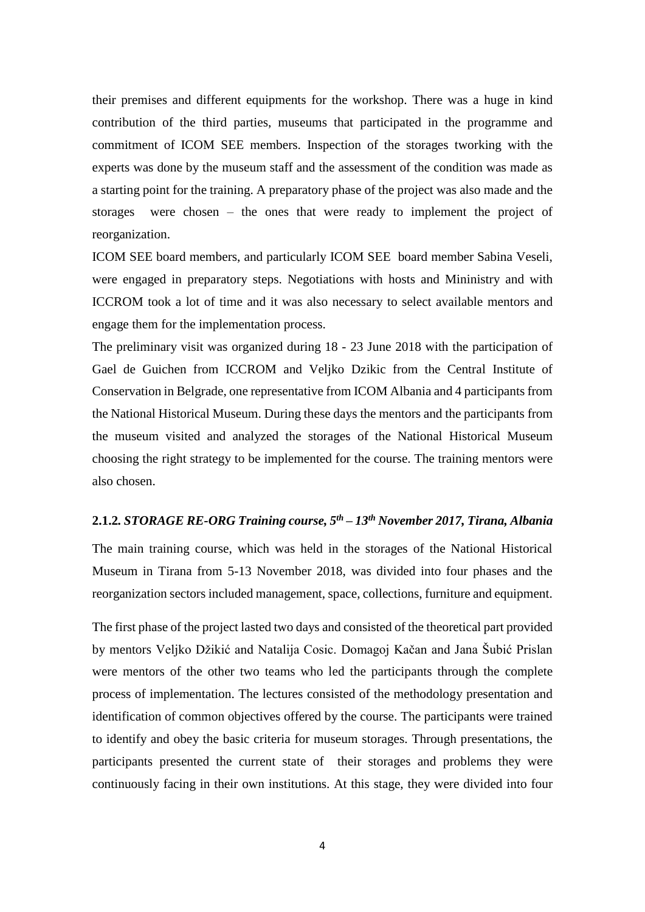their premises and different equipments for the workshop. There was a huge in kind contribution of the third parties, museums that participated in the programme and commitment of ICOM SEE members. Inspection of the storages tworking with the experts was done by the museum staff and the assessment of the condition was made as a starting point for the training. A preparatory phase of the project was also made and the storages were chosen – the ones that were ready to implement the project of reorganization.

ICOM SEE board members, and particularly ICOM SEE board member Sabina Veseli, were engaged in preparatory steps. Negotiations with hosts and Mininistry and with ICCROM took a lot of time and it was also necessary to select available mentors and engage them for the implementation process.

The preliminary visit was organized during 18 - 23 June 2018 with the participation of Gael de Guichen from ICCROM and Veljko Dzikic from the Central Institute of Conservation in Belgrade, one representative from ICOM Albania and 4 participants from the National Historical Museum. During these days the mentors and the participants from the museum visited and analyzed the storages of the National Historical Museum choosing the right strategy to be implemented for the course. The training mentors were also chosen.

### 2.1.2. *STORAGE RE-ORG Training course, 5th – 13th November 2017, Tirana, Albania*

The main training course, which was held in the storages of the National Historical Museum in Tirana from 5-13 November 2018, was divided into four phases and the reorganization sectors included management, space, collections, furniture and equipment.

The first phase of the project lasted two days and consisted of the theoretical part provided by mentors Veljko Džikić and Natalija Cosic. Domagoj Kačan and Jana Šubić Prislan were mentors of the other two teams who led the participants through the complete process of implementation. The lectures consisted of the methodology presentation and identification of common objectives offered by the course. The participants were trained to identify and obey the basic criteria for museum storages. Through presentations, the participants presented the current state of their storages and problems they were continuously facing in their own institutions. At this stage, they were divided into four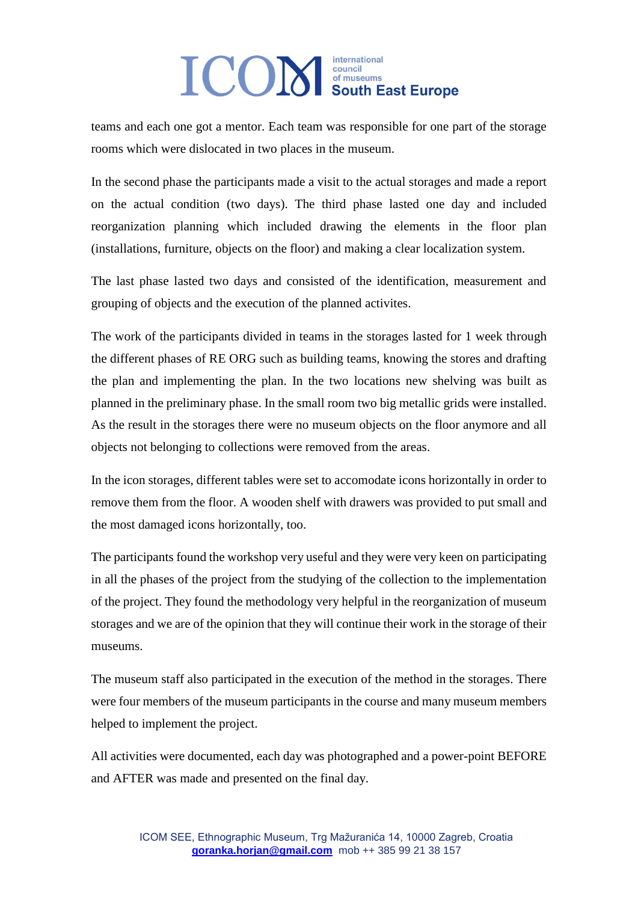teams and each one got a mentor. Each team was responsible for one part of the storage rooms which were dislocated in two places in the museum.

In the second phase the participants made a visit to the actual storages and made a report on the actual condition (two days). The third phase lasted one day and included reorganization planning which included drawing the elements in the floor plan (installations, furniture, objects on the floor) and making a clear localization system.

The last phase lasted two days and consisted of the identification, measurement and grouping of objects and the execution of the planned activites.

The work of the participants divided in teams in the storages lasted for 1 week through the different phases of RE ORG such as building teams, knowing the stores and drafting the plan and implementing the plan. In the two locations new shelving was built as planned in the preliminary phase. In the small room two big metallic grids were installed. As the result in the storages there were no museum objects on the floor anymore and all objects not belonging to collections were removed from the areas.

In the icon storages, different tables were set to accomodate icons horizontally in order to remove them from the floor. A wooden shelf with drawers was provided to put small and the most damaged icons horizontally, too.

The participants found the workshop very useful and they were very keen on participating in all the phases of the project from the studying of the collection to the implementation of the project. They found the methodology very helpful in the reorganization of museum storages and we are of the opinion that they will continue their work in the storage of their museums.

The museum staff also participated in the execution of the method in the storages. There were four members of the museum participants in the course and many museum members helped to implement the project.

All activities were documented, each day was photographed and a power-point BEFORE and AFTER was made and presented on the final day.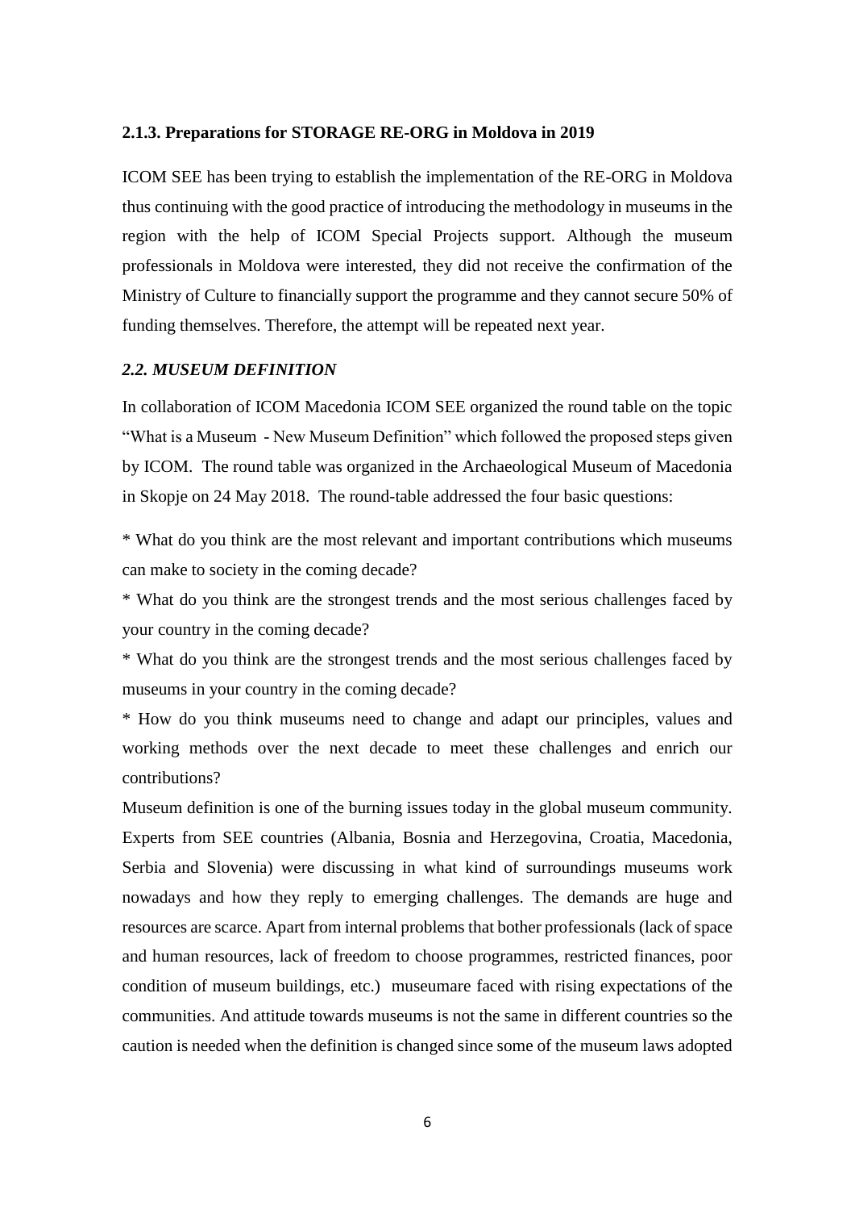### 2.1.3. Preparations for STORAGE RE-ORG in Moldova in 2019

ICOM SEE has been trying to establish the implementation of the RE-ORG in Moldova thus continuing with the good practice of introducing the methodology in museums in the region with the help of ICOM Special Projects support. Although the museum professionals in Moldova were interested, they did not receive the confirmation of the Ministry of Culture to financially support the programme and they cannot secure 50% of funding themselves. Therefore, the attempt will be repeated next year.

### *2.2. MUSEUM DEFINITION*

In collaboration of ICOM Macedonia ICOM SEE organized the round table on the topic "What is a Museum - New Museum Definition" which followed the proposed steps given by ICOM. The round table was organized in the Archaeological Museum of Macedonia in Skopje on 24 May 2018. The round-table addressed the four basic questions:

* What do you think are the most relevant and important contributions which museums can make to society in the coming decade?
* What do you think are the strongest trends and the most serious challenges faced by your country in the coming decade?
* What do you think are the strongest trends and the most serious challenges faced by museums in your country in the coming decade?
* How do you think museums need to change and adapt our principles, values and working methods over the next decade to meet these challenges and enrich our contributions?

Museum definition is one of the burning issues today in the global museum community. Experts from SEE countries (Albania, Bosnia and Herzegovina, Croatia, Macedonia, Serbia and Slovenia) were discussing in what kind of surroundings museums work nowadays and how they reply to emerging challenges. The demands are huge and resources are scarce. Apart from internal problems that bother professionals (lack of space and human resources, lack of freedom to choose programmes, restricted finances, poor condition of museum buildings, etc.) museumare faced with rising expectations of the communities. And attitude towards museums is not the same in different countries so the caution is needed when the definition is changed since some of the museum laws adopted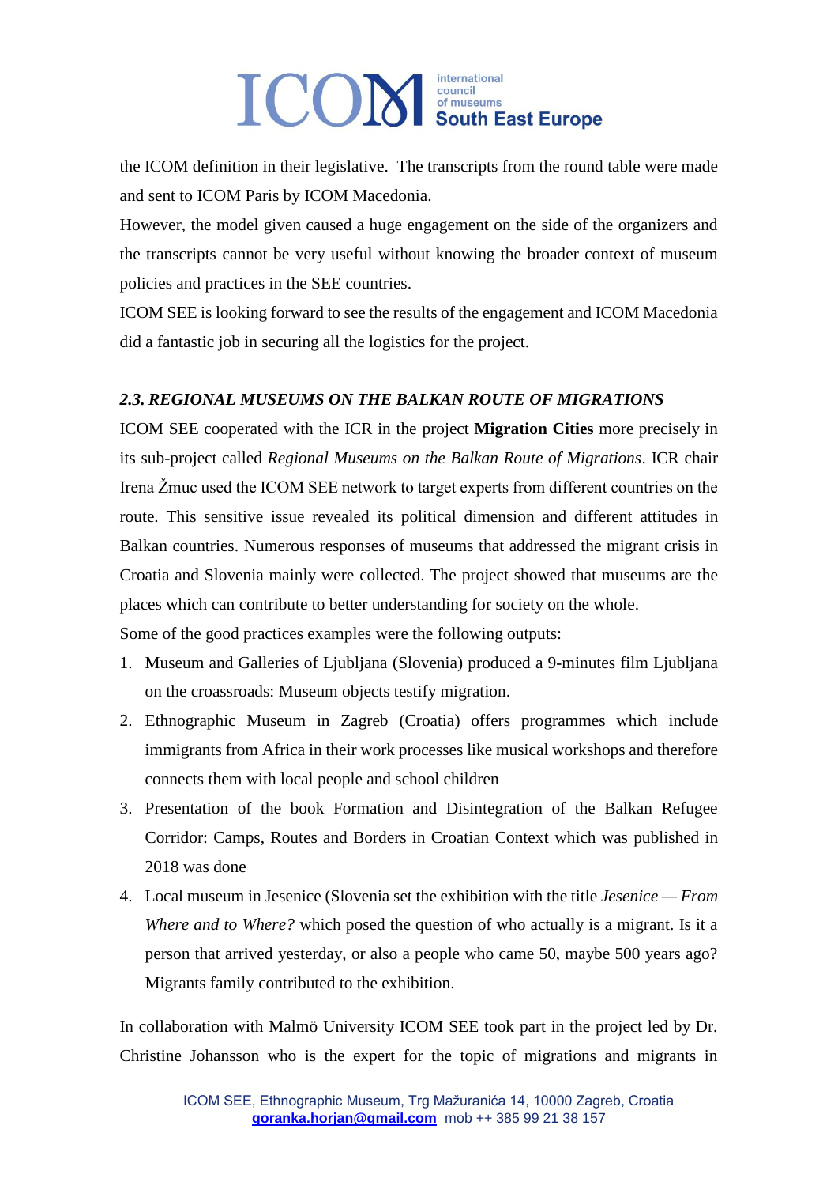the ICOM definition in their legislative.  The transcripts from the round table were made and sent to ICOM Paris by ICOM Macedonia.

However, the model given caused a huge engagement on the side of the organizers and the transcripts cannot be very useful without knowing the broader context of museum policies and practices in the SEE countries.

ICOM SEE is looking forward to see the results of the engagement and ICOM Macedonia did a fantastic job in securing all the logistics for the project.

### *2.3. REGIONAL MUSEUMS ON THE BALKAN ROUTE OF MIGRATIONS*

ICOM SEE cooperated with the ICR in the project **Migration Cities** more precisely in its sub-project called *Regional Museums on the Balkan Route of Migrations*. ICR chair Irena Žmuc used the ICOM SEE network to target experts from different countries on the route. This sensitive issue revealed its political dimension and different attitudes in Balkan countries. Numerous responses of museums that addressed the migrant crisis in Croatia and Slovenia mainly were collected. The project showed that museums are the places which can contribute to better understanding for society on the whole.

Some of the good practices examples were the following outputs:

1. Museum and Galleries of Ljubljana (Slovenia) produced a 9-minutes film Ljubljana on the crossroads: Museum objects testify migration.
2. Ethnographic Museum in Zagreb (Croatia) offers programmes which include immigrants from Africa in their work processes like musical workshops and therefore connects them with local people and school children
3. Presentation of the book Formation and Disintegration of the Balkan Refugee Corridor: Camps, Routes and Borders in Croatian Context which was published in 2018 was done
4. Local museum in Jesenice (Slovenia set the exhibition with the title *Jesenice — From Where and to Where?* which posed the question of who actually is a migrant. Is it a person that arrived yesterday, or also a people who came 50, maybe 500 years ago? Migrants family contributed to the exhibition.

In collaboration with Malmö University ICOM SEE took part in the project led by Dr. Christine Johansson who is the expert for the topic of migrations and migrants in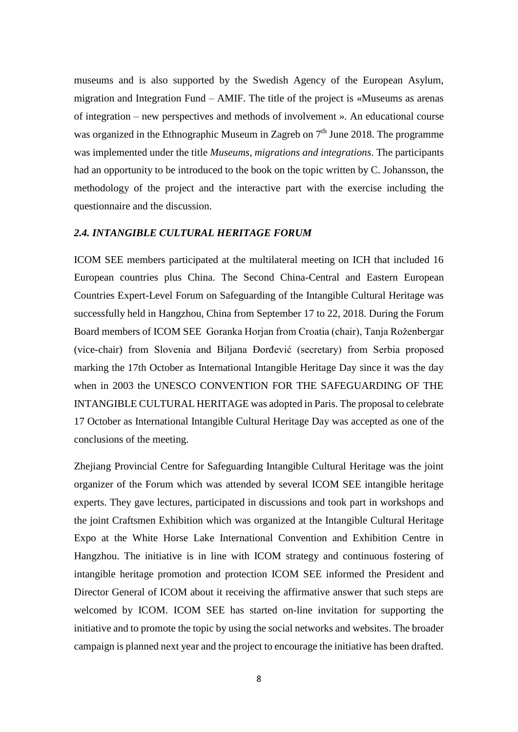museums and is also supported by the Swedish Agency of the European Asylum, migration and Integration Fund – AMIF. The title of the project is «Museums as arenas of integration – new perspectives and methods of involvement ». An educational course was organized in the Ethnographic Museum in Zagreb on 7th June 2018. The programme was implemented under the title *Museums, migrations and integrations*. The participants had an opportunity to be introduced to the book on the topic written by C. Johansson, the methodology of the project and the interactive part with the exercise including the questionnaire and the discussion.

### *2.4. INTANGIBLE CULTURAL HERITAGE FORUM*

ICOM SEE members participated at the multilateral meeting on ICH that included 16 European countries plus China. The Second China-Central and Eastern European Countries Expert-Level Forum on Safeguarding of the Intangible Cultural Heritage was successfully held in Hangzhou, China from September 17 to 22, 2018. During the Forum Board members of ICOM SEE Goranka Horjan from Croatia (chair), Tanja Roženbergar (vice-chair) from Slovenia and Biljana Đorđević (secretary) from Serbia proposed marking the 17th October as International Intangible Heritage Day since it was the day when in 2003 the UNESCO CONVENTION FOR THE SAFEGUARDING OF THE INTANGIBLE CULTURAL HERITAGE was adopted in Paris. The proposal to celebrate 17 October as International Intangible Cultural Heritage Day was accepted as one of the conclusions of the meeting.

Zhejiang Provincial Centre for Safeguarding Intangible Cultural Heritage was the joint organizer of the Forum which was attended by several ICOM SEE intangible heritage experts. They gave lectures, participated in discussions and took part in workshops and the joint Craftsmen Exhibition which was organized at the Intangible Cultural Heritage Expo at the White Horse Lake International Convention and Exhibition Centre in Hangzhou. The initiative is in line with ICOM strategy and continuous fostering of intangible heritage promotion and protection ICOM SEE informed the President and Director General of ICOM about it receiving the affirmative answer that such steps are welcomed by ICOM. ICOM SEE has started on-line invitation for supporting the initiative and to promote the topic by using the social networks and websites. The broader campaign is planned next year and the project to encourage the initiative has been drafted.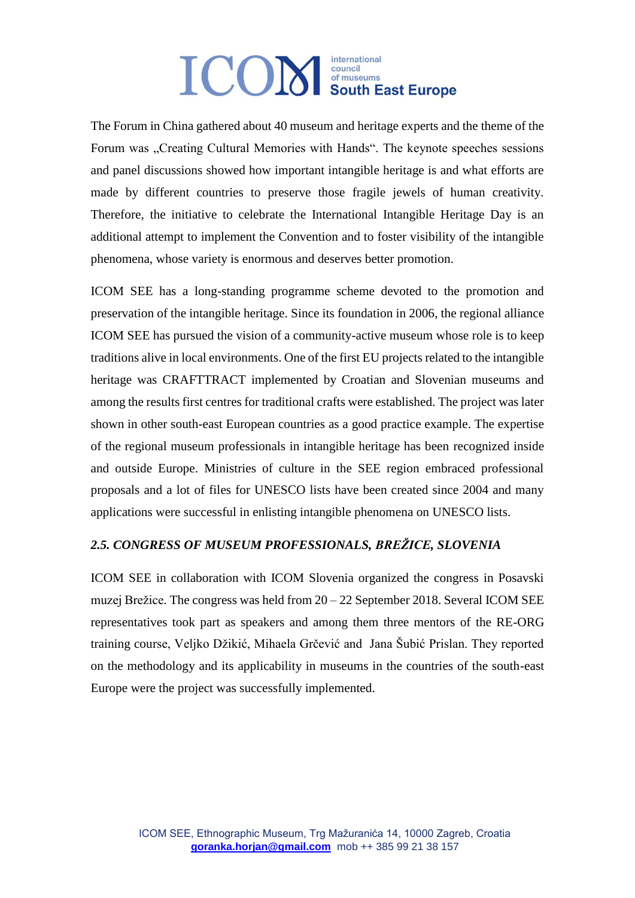The Forum in China gathered about 40 museum and heritage experts and the theme of the Forum was „Creating Cultural Memories with Hands". The keynote speeches sessions and panel discussions showed how important intangible heritage is and what efforts are made by different countries to preserve those fragile jewels of human creativity. Therefore, the initiative to celebrate the International Intangible Heritage Day is an additional attempt to implement the Convention and to foster visibility of the intangible phenomena, whose variety is enormous and deserves better promotion.

ICOM SEE has a long-standing programme scheme devoted to the promotion and preservation of the intangible heritage. Since its foundation in 2006, the regional alliance ICOM SEE has pursued the vision of a community-active museum whose role is to keep traditions alive in local environments. One of the first EU projects related to the intangible heritage was CRAFTTRACT implemented by Croatian and Slovenian museums and among the results first centres for traditional crafts were established. The project was later shown in other south-east European countries as a good practice example. The expertise of the regional museum professionals in intangible heritage has been recognized inside and outside Europe. Ministries of culture in the SEE region embraced professional proposals and a lot of files for UNESCO lists have been created since 2004 and many applications were successful in enlisting intangible phenomena on UNESCO lists.

### *2.5. CONGRESS OF MUSEUM PROFESSIONALS, BREŽICE, SLOVENIA*

ICOM SEE in collaboration with ICOM Slovenia organized the congress in Posavski muzej Brežice. The congress was held from 20 – 22 September 2018. Several ICOM SEE representatives took part as speakers and among them three mentors of the RE-ORG training course, Veljko Džikić, Mihaela Grčević and Jana Šubić Prislan. They reported on the methodology and its applicability in museums in the countries of the south-east Europe were the project was successfully implemented.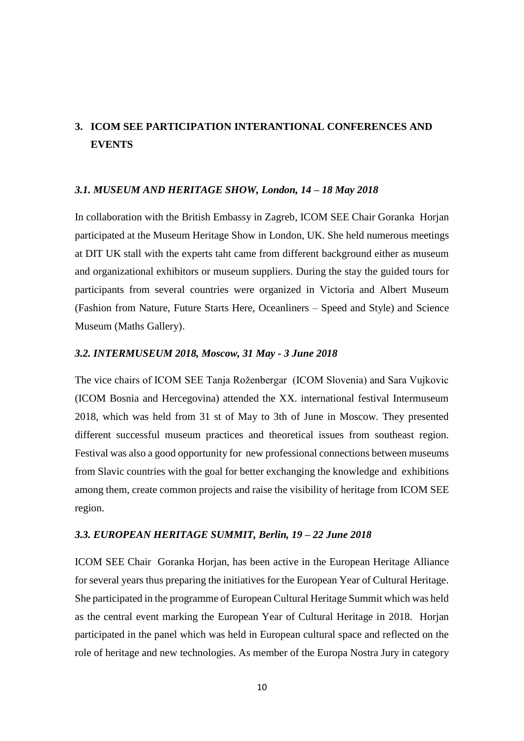# 3. ICOM SEE PARTICIPATION INTERANTIONAL CONFERENCES AND EVENTS

### *3.1. MUSEUM AND HERITAGE SHOW, London, 14 – 18 May 2018*

In collaboration with the British Embassy in Zagreb, ICOM SEE Chair Goranka Horjan participated at the Museum Heritage Show in London, UK. She held numerous meetings at DIT UK stall with the experts taht came from different background either as museum and organizational exhibitors or museum suppliers. During the stay the guided tours for participants from several countries were organized in Victoria and Albert Museum (Fashion from Nature, Future Starts Here, Oceanliners – Speed and Style) and Science Museum (Maths Gallery).

### *3.2. INTERMUSEUM 2018, Moscow, 31 May - 3 June 2018*

The vice chairs of ICOM SEE Tanja Roženbergar (ICOM Slovenia) and Sara Vujkovic (ICOM Bosnia and Hercegovina) attended the XX. international festival Intermuseum 2018, which was held from 31 st of May to 3th of June in Moscow. They presented different successful museum practices and theoretical issues from southeast region. Festival was also a good opportunity for new professional connections between museums from Slavic countries with the goal for better exchanging the knowledge and exhibitions among them, create common projects and raise the visibility of heritage from ICOM SEE region.

### *3.3. EUROPEAN HERITAGE SUMMIT, Berlin, 19 – 22 June 2018*

ICOM SEE Chair Goranka Horjan, has been active in the European Heritage Alliance for several years thus preparing the initiatives for the European Year of Cultural Heritage. She participated in the programme of European Cultural Heritage Summit which was held as the central event marking the European Year of Cultural Heritage in 2018. Horjan participated in the panel which was held in European cultural space and reflected on the role of heritage and new technologies. As member of the Europa Nostra Jury in category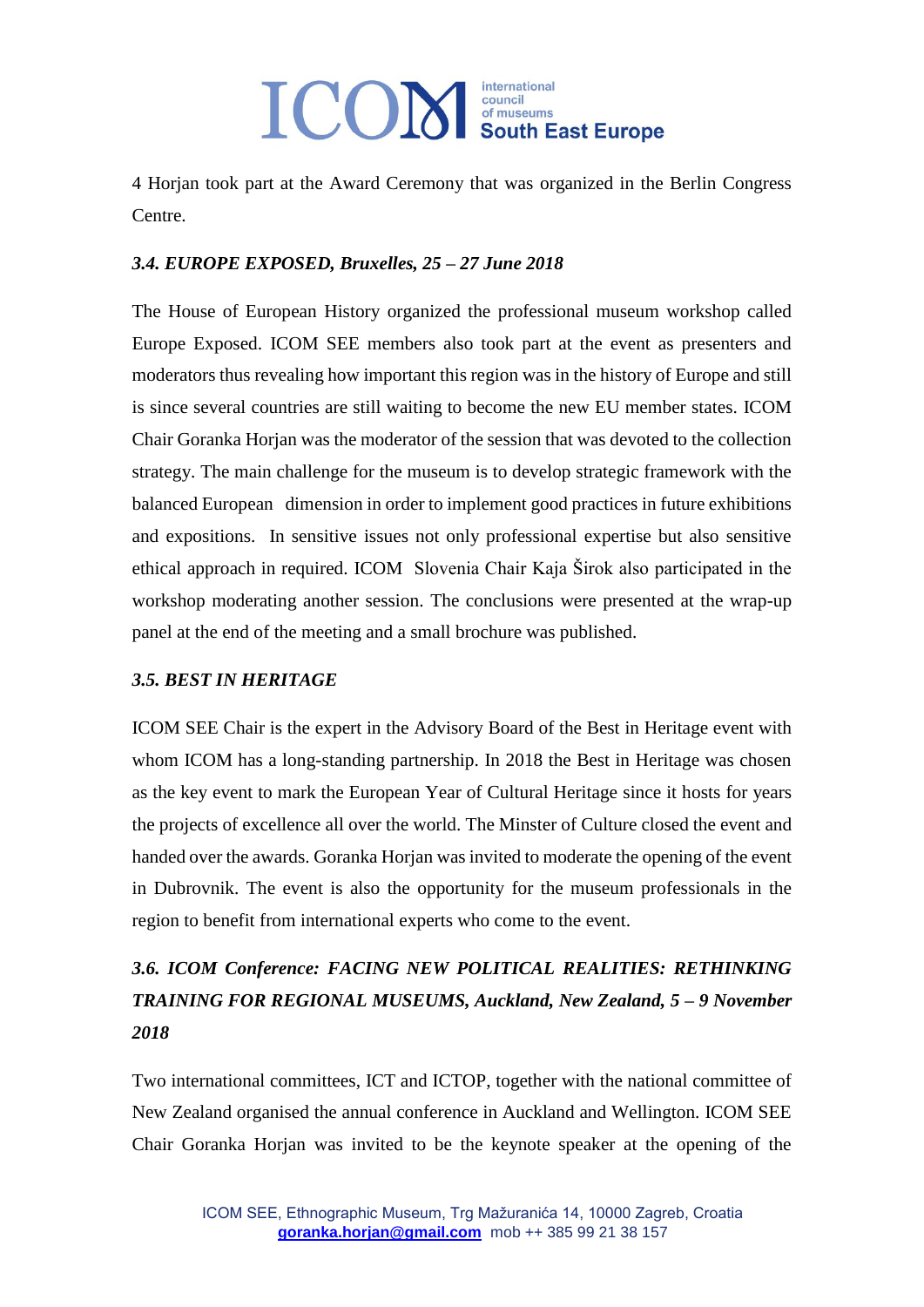4 Horjan took part at the Award Ceremony that was organized in the Berlin Congress Centre.

### *3.4. EUROPE EXPOSED, Bruxelles, 25 – 27 June 2018*

The House of European History organized the professional museum workshop called Europe Exposed. ICOM SEE members also took part at the event as presenters and moderators thus revealing how important this region was in the history of Europe and still is since several countries are still waiting to become the new EU member states. ICOM Chair Goranka Horjan was the moderator of the session that was devoted to the collection strategy. The main challenge for the museum is to develop strategic framework with the balanced European dimension in order to implement good practices in future exhibitions and expositions. In sensitive issues not only professional expertise but also sensitive ethical approach in required. ICOM Slovenia Chair Kaja Širok also participated in the workshop moderating another session. The conclusions were presented at the wrap-up panel at the end of the meeting and a small brochure was published.

### *3.5. BEST IN HERITAGE*

ICOM SEE Chair is the expert in the Advisory Board of the Best in Heritage event with whom ICOM has a long-standing partnership. In 2018 the Best in Heritage was chosen as the key event to mark the European Year of Cultural Heritage since it hosts for years the projects of excellence all over the world. The Minster of Culture closed the event and handed over the awards. Goranka Horjan was invited to moderate the opening of the event in Dubrovnik. The event is also the opportunity for the museum professionals in the region to benefit from international experts who come to the event.

### *3.6. ICOM Conference: FACING NEW POLITICAL REALITIES: RETHINKING TRAINING FOR REGIONAL MUSEUMS, Auckland, New Zealand, 5 – 9 November 2018*

Two international committees, ICT and ICTOP, together with the national committee of New Zealand organised the annual conference in Auckland and Wellington. ICOM SEE Chair Goranka Horjan was invited to be the keynote speaker at the opening of the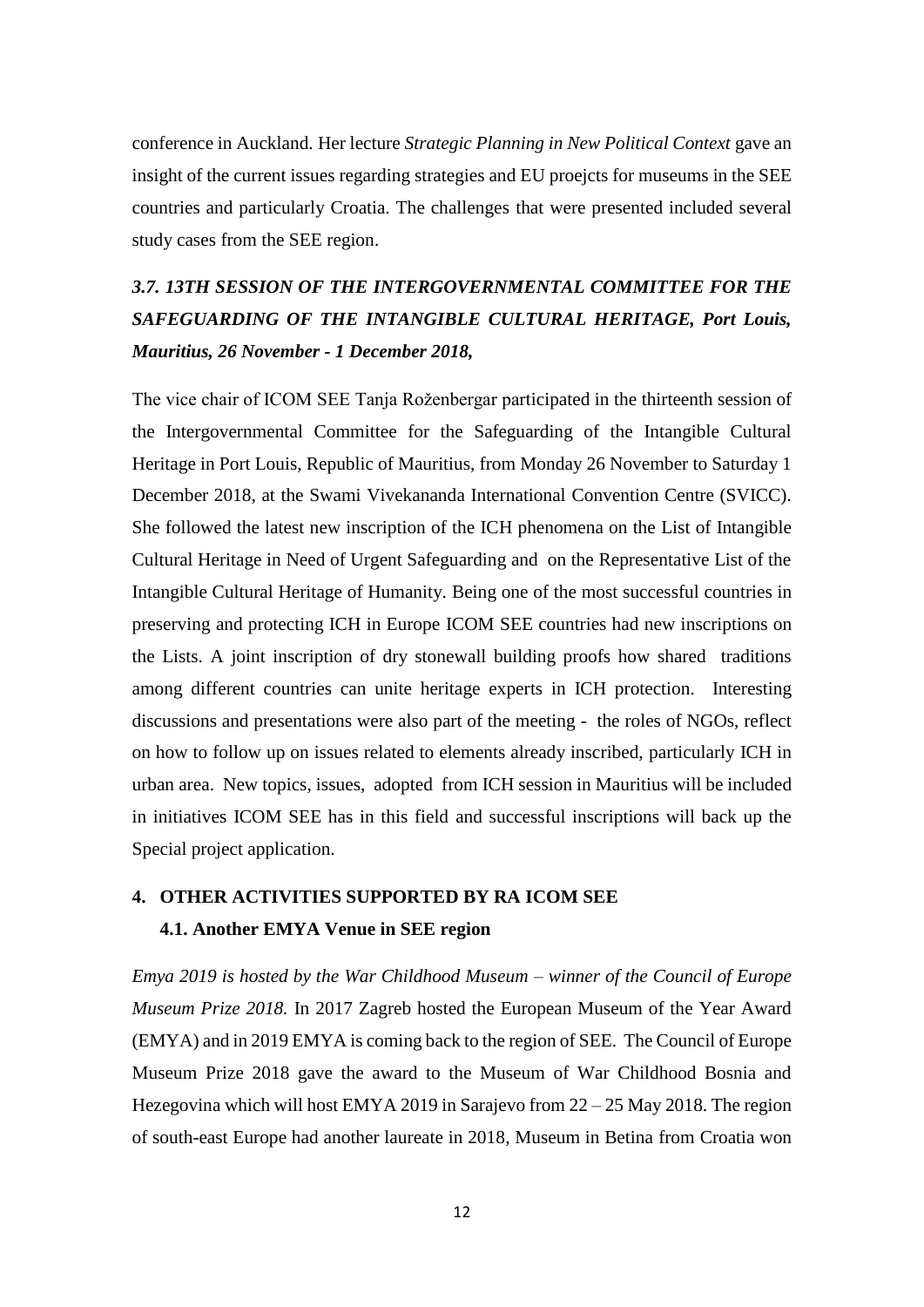conference in Auckland. Her lecture *Strategic Planning in New Political Context* gave an insight of the current issues regarding strategies and EU proejcts for museums in the SEE countries and particularly Croatia. The challenges that were presented included several study cases from the SEE region.

### *3.7. 13TH SESSION OF THE INTERGOVERNMENTAL COMMITTEE FOR THE SAFEGUARDING OF THE INTANGIBLE CULTURAL HERITAGE, Port Louis, Mauritius, 26 November - 1 December 2018,*

The vice chair of ICOM SEE Tanja Roženbergar participated in the thirteenth session of the Intergovernmental Committee for the Safeguarding of the Intangible Cultural Heritage in Port Louis, Republic of Mauritius, from Monday 26 November to Saturday 1 December 2018, at the Swami Vivekananda International Convention Centre (SVICC). She followed the latest new inscription of the ICH phenomena on the List of Intangible Cultural Heritage in Need of Urgent Safeguarding and on the Representative List of the Intangible Cultural Heritage of Humanity. Being one of the most successful countries in preserving and protecting ICH in Europe ICOM SEE countries had new inscriptions on the Lists. A joint inscription of dry stonewall building proofs how shared traditions among different countries can unite heritage experts in ICH protection. Interesting discussions and presentations were also part of the meeting - the roles of NGOs, reflect on how to follow up on issues related to elements already inscribed, particularly ICH in urban area. New topics, issues, adopted from ICH session in Mauritius will be included in initiatives ICOM SEE has in this field and successful inscriptions will back up the Special project application.

## 4. OTHER ACTIVITIES SUPPORTED BY RA ICOM SEE

### 4.1. Another EMYA Venue in SEE region

*Emya 2019 is hosted by the War Childhood Museum – winner of the Council of Europe Museum Prize 2018.* In 2017 Zagreb hosted the European Museum of the Year Award (EMYA) and in 2019 EMYA is coming back to the region of SEE. The Council of Europe Museum Prize 2018 gave the award to the Museum of War Childhood Bosnia and Hezegovina which will host EMYA 2019 in Sarajevo from 22 – 25 May 2018. The region of south-east Europe had another laureate in 2018, Museum in Betina from Croatia won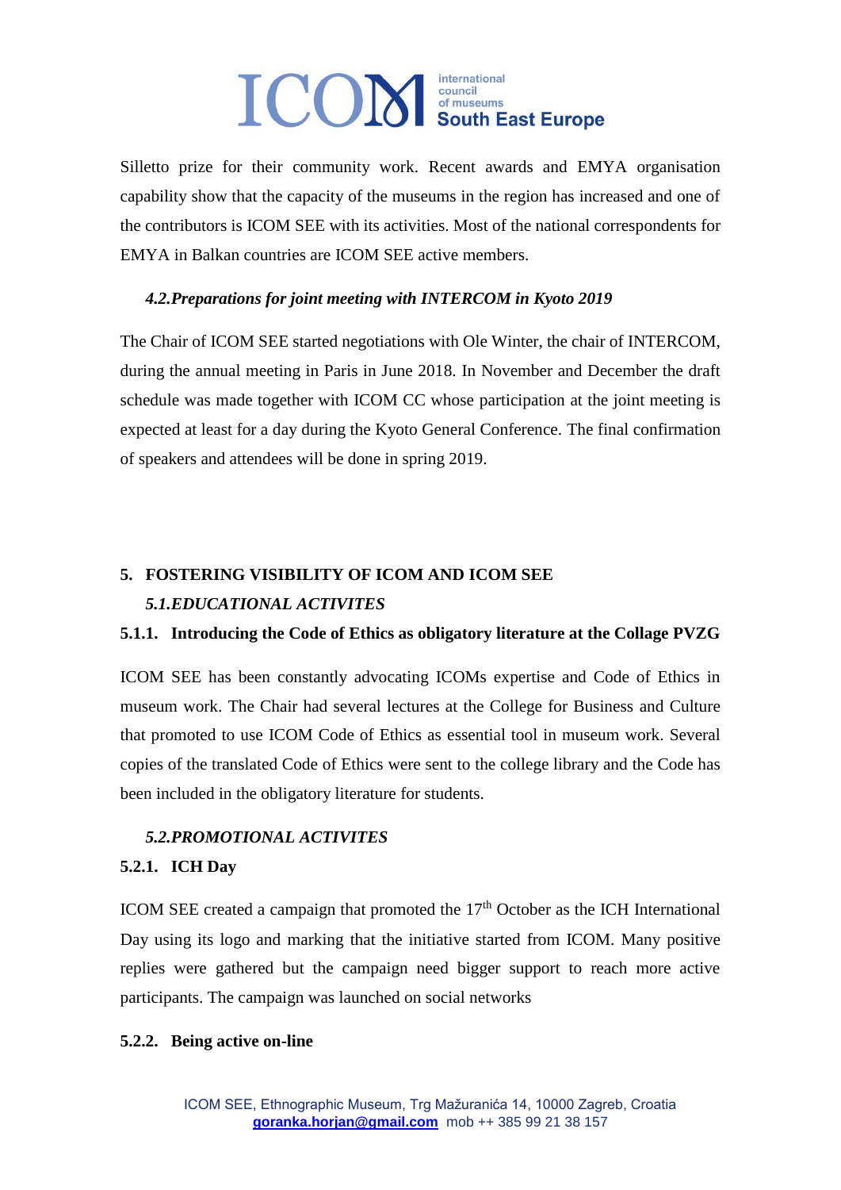Silletto prize for their community work. Recent awards and EMYA organisation capability show that the capacity of the museums in the region has increased and one of the contributors is ICOM SEE with its activities. Most of the national correspondents for EMYA in Balkan countries are ICOM SEE active members.

### *4.2.Preparations for joint meeting with INTERCOM in Kyoto 2019*

The Chair of ICOM SEE started negotiations with Ole Winter, the chair of INTERCOM, during the annual meeting in Paris in June 2018. In November and December the draft schedule was made together with ICOM CC whose participation at the joint meeting is expected at least for a day during the Kyoto General Conference. The final confirmation of speakers and attendees will be done in spring 2019.

## 5. FOSTERING VISIBILITY OF ICOM AND ICOM SEE

### *5.1.EDUCATIONAL ACTIVITES*

#### 5.1.1. Introducing the Code of Ethics as obligatory literature at the Collage PVZG

ICOM SEE has been constantly advocating ICOMs expertise and Code of Ethics in museum work. The Chair had several lectures at the College for Business and Culture that promoted to use ICOM Code of Ethics as essential tool in museum work. Several copies of the translated Code of Ethics were sent to the college library and the Code has been included in the obligatory literature for students.

### *5.2.PROMOTIONAL ACTIVITES*

#### 5.2.1. ICH Day

ICOM SEE created a campaign that promoted the 17th October as the ICH International Day using its logo and marking that the initiative started from ICOM. Many positive replies were gathered but the campaign need bigger support to reach more active participants. The campaign was launched on social networks

#### 5.2.2. Being active on-line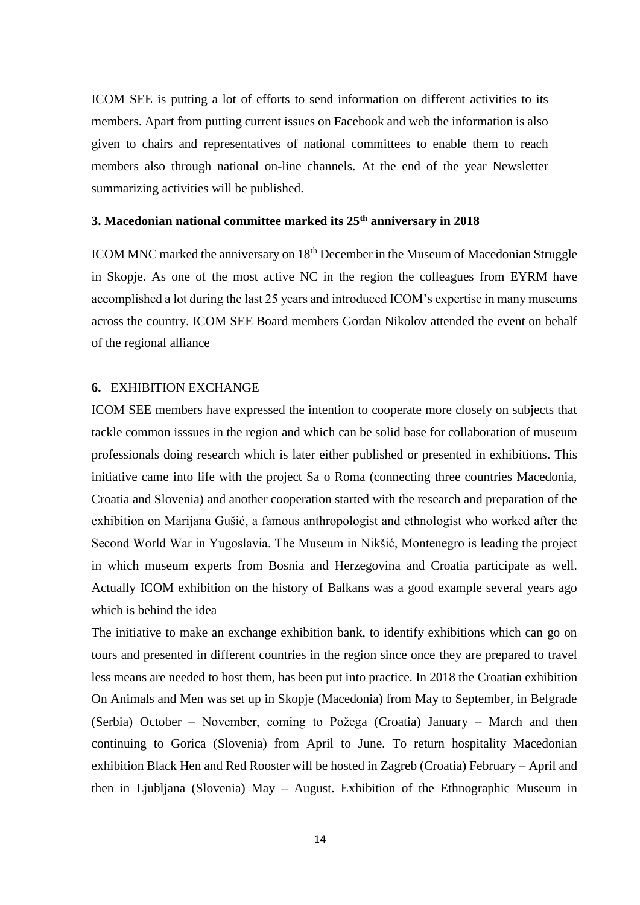ICOM SEE is putting a lot of efforts to send information on different activities to its members. Apart from putting current issues on Facebook and web the information is also given to chairs and representatives of national committees to enable them to reach members also through national on-line channels. At the end of the year Newsletter summarizing activities will be published.

### 3. Macedonian national committee marked its 25th anniversary in 2018

ICOM MNC marked the anniversary on 18th December in the Museum of Macedonian Struggle in Skopje. As one of the most active NC in the region the colleagues from EYRM have accomplished a lot during the last 25 years and introduced ICOM's expertise in many museums across the country. ICOM SEE Board members Gordan Nikolov attended the event on behalf of the regional alliance

## 6. EXHIBITION EXCHANGE

ICOM SEE members have expressed the intention to cooperate more closely on subjects that tackle common isssues in the region and which can be solid base for collaboration of museum professionals doing research which is later either published or presented in exhibitions. This initiative came into life with the project Sa o Roma (connecting three countries Macedonia, Croatia and Slovenia) and another cooperation started with the research and preparation of the exhibition on Marijana Gušić, a famous anthropologist and ethnologist who worked after the Second World War in Yugoslavia. The Museum in Nikšić, Montenegro is leading the project in which museum experts from Bosnia and Herzegovina and Croatia participate as well. Actually ICOM exhibition on the history of Balkans was a good example several years ago which is behind the idea

The initiative to make an exchange exhibition bank, to identify exhibitions which can go on tours and presented in different countries in the region since once they are prepared to travel less means are needed to host them, has been put into practice. In 2018 the Croatian exhibition On Animals and Men was set up in Skopje (Macedonia) from May to September, in Belgrade (Serbia) October – November, coming to Požega (Croatia) January – March and then continuing to Gorica (Slovenia) from April to June. To return hospitality Macedonian exhibition Black Hen and Red Rooster will be hosted in Zagreb (Croatia) February – April and then in Ljubljana (Slovenia) May – August. Exhibition of the Ethnographic Museum in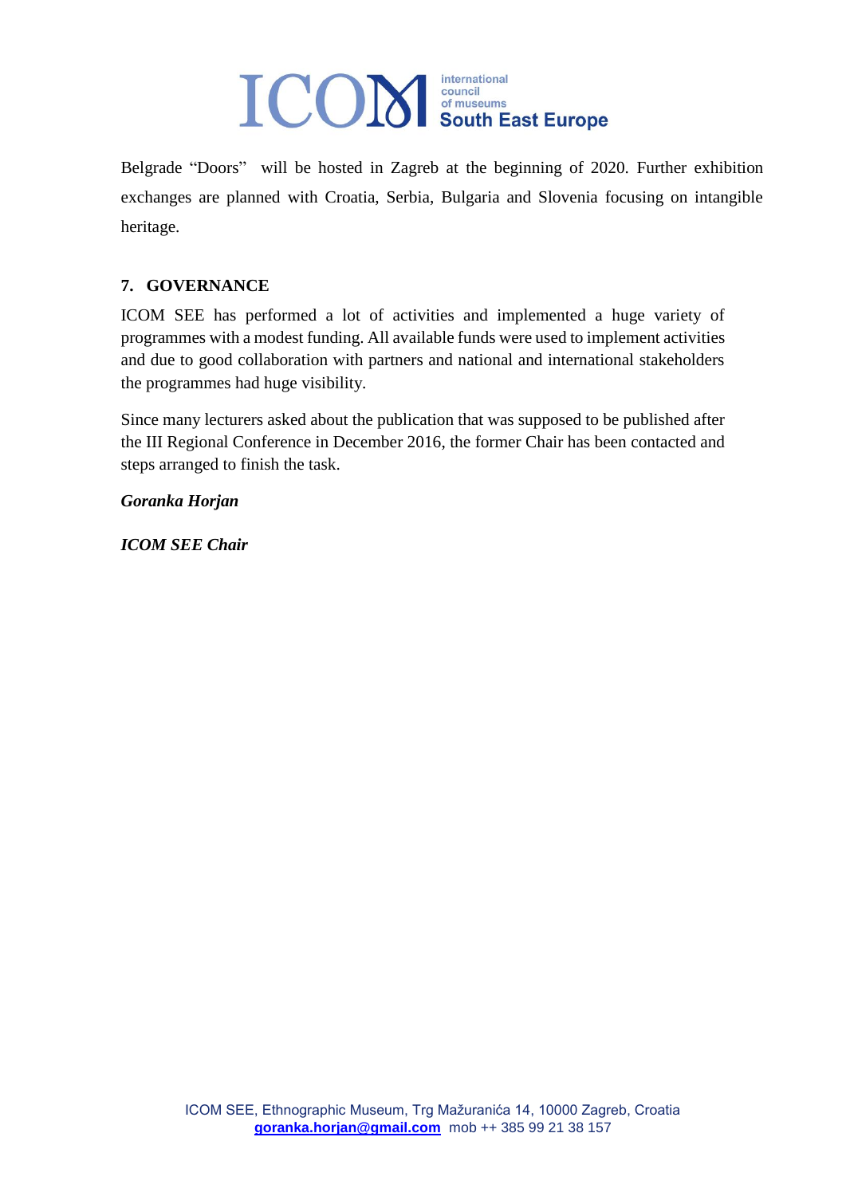Belgrade "Doors" will be hosted in Zagreb at the beginning of 2020. Further exhibition exchanges are planned with Croatia, Serbia, Bulgaria and Slovenia focusing on intangible heritage.

## 7. GOVERNANCE

ICOM SEE has performed a lot of activities and implemented a huge variety of programmes with a modest funding. All available funds were used to implement activities and due to good collaboration with partners and national and international stakeholders the programmes had huge visibility.

Since many lecturers asked about the publication that was supposed to be published after the III Regional Conference in December 2016, the former Chair has been contacted and steps arranged to finish the task.

***Goranka Horjan***

***ICOM SEE Chair***